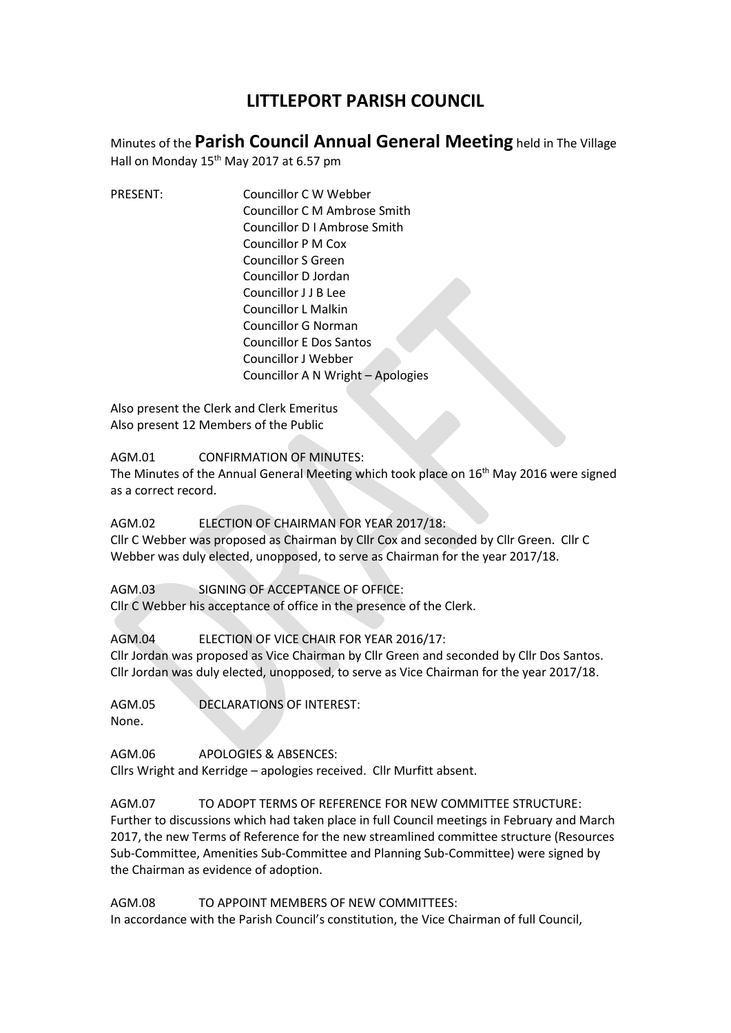# LITTLEPORT PARISH COUNCIL

Minutes of the **Parish Council Annual General Meeting** held in The Village Hall on Monday 15th May 2017 at 6.57 pm

PRESENT: Councillor C W Webber
Councillor C M Ambrose Smith
Councillor D I Ambrose Smith
Councillor P M Cox
Councillor S Green
Councillor D Jordan
Councillor J J B Lee
Councillor L Malkin
Councillor G Norman
Councillor E Dos Santos
Councillor J Webber
Councillor A N Wright – Apologies

Also present the Clerk and Clerk Emeritus
Also present 12 Members of the Public

AGM.01 CONFIRMATION OF MINUTES:
The Minutes of the Annual General Meeting which took place on 16th May 2016 were signed as a correct record.

AGM.02 ELECTION OF CHAIRMAN FOR YEAR 2017/18:
Cllr C Webber was proposed as Chairman by Cllr Cox and seconded by Cllr Green. Cllr C Webber was duly elected, unopposed, to serve as Chairman for the year 2017/18.

AGM.03 SIGNING OF ACCEPTANCE OF OFFICE:
Cllr C Webber his acceptance of office in the presence of the Clerk.

AGM.04 ELECTION OF VICE CHAIR FOR YEAR 2016/17:
Cllr Jordan was proposed as Vice Chairman by Cllr Green and seconded by Cllr Dos Santos. Cllr Jordan was duly elected, unopposed, to serve as Vice Chairman for the year 2017/18.

AGM.05 DECLARATIONS OF INTEREST:
None.

AGM.06 APOLOGIES & ABSENCES:
Cllrs Wright and Kerridge – apologies received. Cllr Murfitt absent.

AGM.07 TO ADOPT TERMS OF REFERENCE FOR NEW COMMITTEE STRUCTURE:
Further to discussions which had taken place in full Council meetings in February and March 2017, the new Terms of Reference for the new streamlined committee structure (Resources Sub-Committee, Amenities Sub-Committee and Planning Sub-Committee) were signed by the Chairman as evidence of adoption.

AGM.08 TO APPOINT MEMBERS OF NEW COMMITTEES:
In accordance with the Parish Council's constitution, the Vice Chairman of full Council,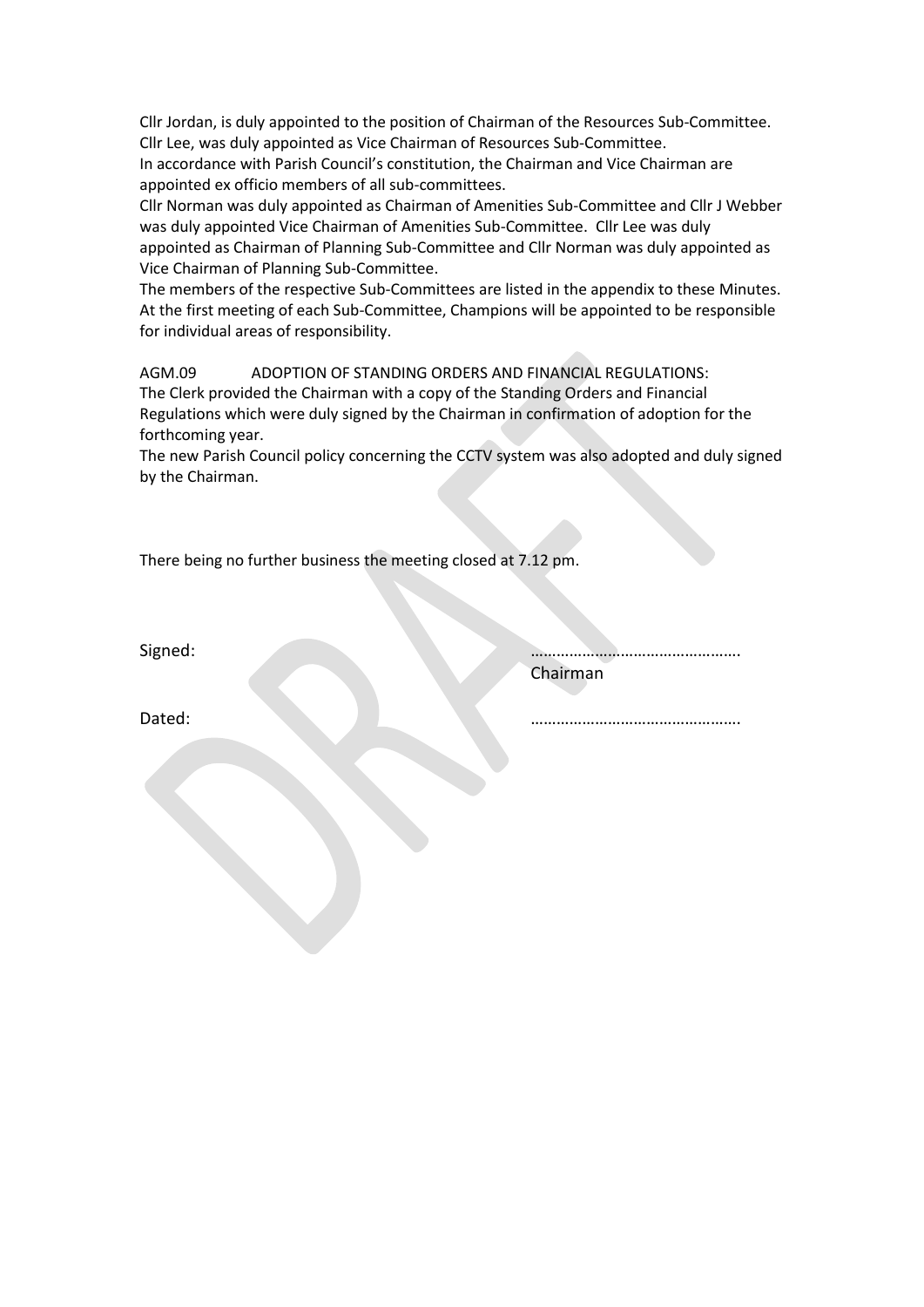Cllr Jordan, is duly appointed to the position of Chairman of the Resources Sub-Committee. Cllr Lee, was duly appointed as Vice Chairman of Resources Sub-Committee.
In accordance with Parish Council's constitution, the Chairman and Vice Chairman are appointed ex officio members of all sub-committees.
Cllr Norman was duly appointed as Chairman of Amenities Sub-Committee and Cllr J Webber was duly appointed Vice Chairman of Amenities Sub-Committee. Cllr Lee was duly appointed as Chairman of Planning Sub-Committee and Cllr Norman was duly appointed as Vice Chairman of Planning Sub-Committee.
The members of the respective Sub-Committees are listed in the appendix to these Minutes. At the first meeting of each Sub-Committee, Champions will be appointed to be responsible for individual areas of responsibility.

AGM.09 ADOPTION OF STANDING ORDERS AND FINANCIAL REGULATIONS:
The Clerk provided the Chairman with a copy of the Standing Orders and Financial Regulations which were duly signed by the Chairman in confirmation of adoption for the forthcoming year.
The new Parish Council policy concerning the CCTV system was also adopted and duly signed by the Chairman.

There being no further business the meeting closed at 7.12 pm.

Signed: ………………………………………….
Chairman

Dated: ………………………………………….